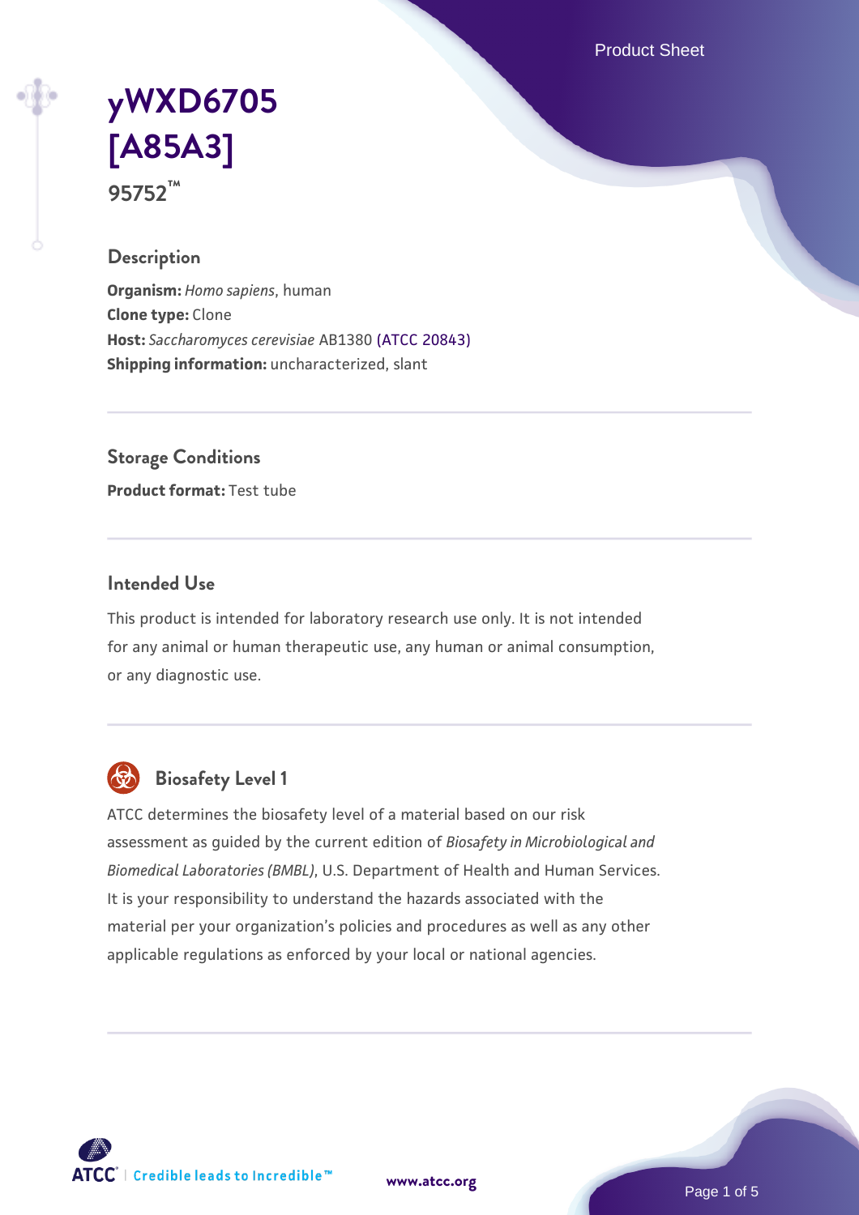# yWXD6705 [A85A3]

**95752™**

## Description

**Organism:** *Homo sapiens*, human
**Clone type:** Clone
**Host:** *Saccharomyces cerevisiae* AB1380 (ATCC 20843)
**Shipping information:** uncharacterized, slant

## Storage Conditions

**Product format:** Test tube

## Intended Use

This product is intended for laboratory research use only. It is not intended for any animal or human therapeutic use, any human or animal consumption, or any diagnostic use.

## Biosafety Level 1

ATCC determines the biosafety level of a material based on our risk assessment as guided by the current edition of *Biosafety in Microbiological and Biomedical Laboratories (BMBL)*, U.S. Department of Health and Human Services. It is your responsibility to understand the hazards associated with the material per your organization's policies and procedures as well as any other applicable regulations as enforced by your local or national agencies.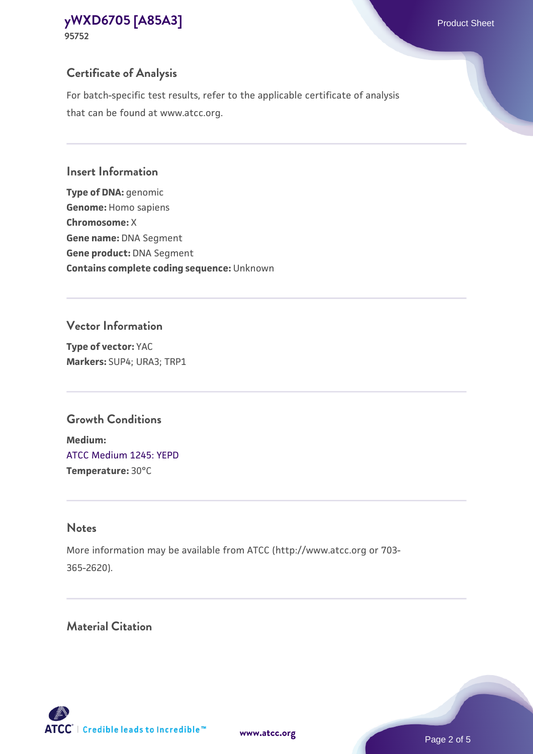## Certificate of Analysis

For batch-specific test results, refer to the applicable certificate of analysis that can be found at www.atcc.org.

## Insert Information

**Type of DNA:** genomic
**Genome:** Homo sapiens
**Chromosome:** X
**Gene name:** DNA Segment
**Gene product:** DNA Segment
**Contains complete coding sequence:** Unknown

## Vector Information

**Type of vector:** YAC
**Markers:** SUP4; URA3; TRP1

## Growth Conditions

**Medium:**
ATCC Medium 1245: YEPD
**Temperature:** 30°C

## Notes

More information may be available from ATCC (http://www.atcc.org or 703-365-2620).

## Material Citation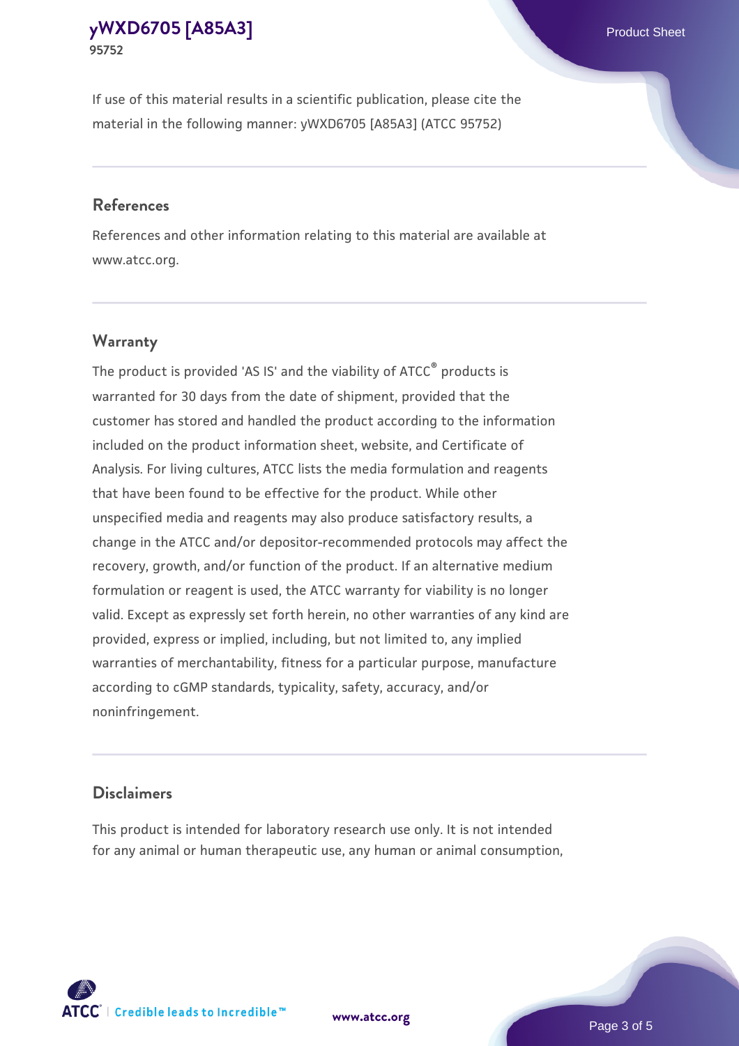If use of this material results in a scientific publication, please cite the material in the following manner: yWXD6705 [A85A3] (ATCC 95752)

## References

References and other information relating to this material are available at www.atcc.org.

## Warranty

The product is provided 'AS IS' and the viability of ATCC® products is warranted for 30 days from the date of shipment, provided that the customer has stored and handled the product according to the information included on the product information sheet, website, and Certificate of Analysis. For living cultures, ATCC lists the media formulation and reagents that have been found to be effective for the product. While other unspecified media and reagents may also produce satisfactory results, a change in the ATCC and/or depositor-recommended protocols may affect the recovery, growth, and/or function of the product. If an alternative medium formulation or reagent is used, the ATCC warranty for viability is no longer valid. Except as expressly set forth herein, no other warranties of any kind are provided, express or implied, including, but not limited to, any implied warranties of merchantability, fitness for a particular purpose, manufacture according to cGMP standards, typicality, safety, accuracy, and/or noninfringement.

## Disclaimers

This product is intended for laboratory research use only. It is not intended for any animal or human therapeutic use, any human or animal consumption,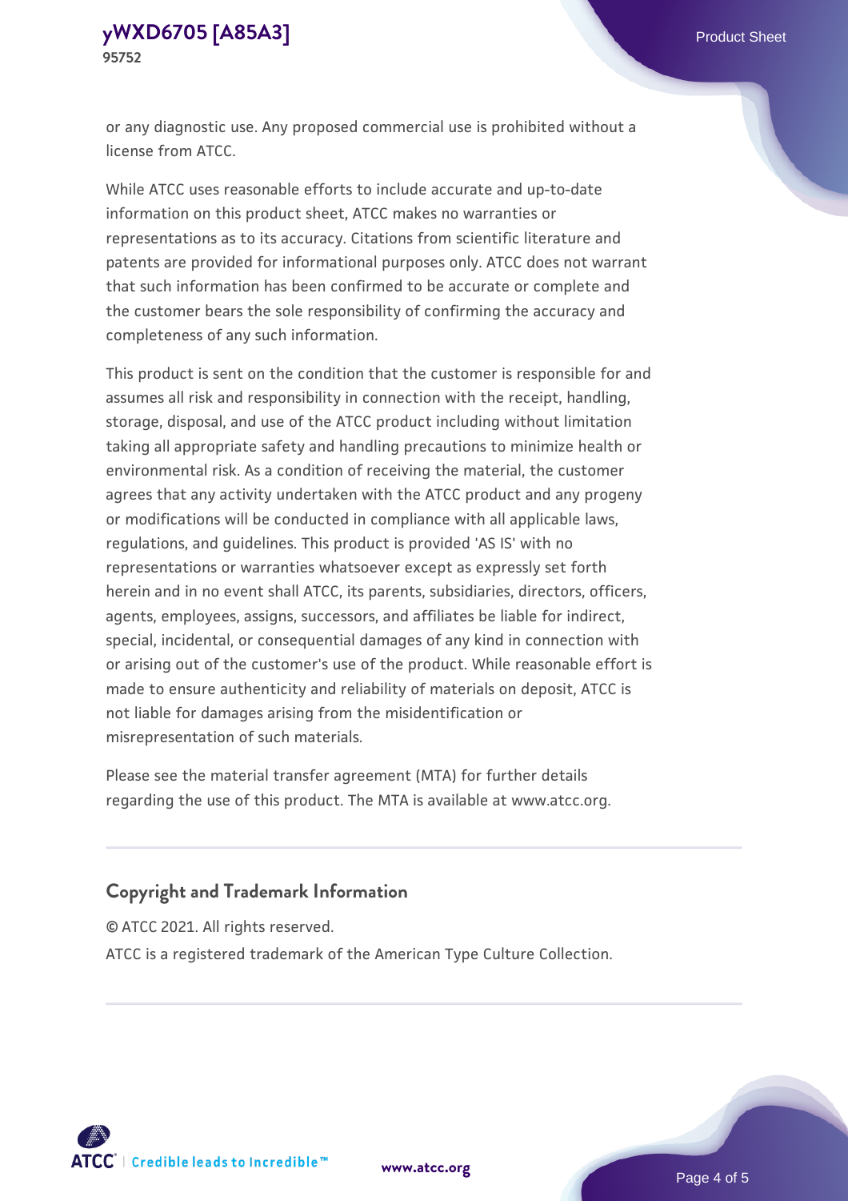or any diagnostic use. Any proposed commercial use is prohibited without a license from ATCC.

While ATCC uses reasonable efforts to include accurate and up-to-date information on this product sheet, ATCC makes no warranties or representations as to its accuracy. Citations from scientific literature and patents are provided for informational purposes only. ATCC does not warrant that such information has been confirmed to be accurate or complete and the customer bears the sole responsibility of confirming the accuracy and completeness of any such information.

This product is sent on the condition that the customer is responsible for and assumes all risk and responsibility in connection with the receipt, handling, storage, disposal, and use of the ATCC product including without limitation taking all appropriate safety and handling precautions to minimize health or environmental risk. As a condition of receiving the material, the customer agrees that any activity undertaken with the ATCC product and any progeny or modifications will be conducted in compliance with all applicable laws, regulations, and guidelines. This product is provided 'AS IS' with no representations or warranties whatsoever except as expressly set forth herein and in no event shall ATCC, its parents, subsidiaries, directors, officers, agents, employees, assigns, successors, and affiliates be liable for indirect, special, incidental, or consequential damages of any kind in connection with or arising out of the customer's use of the product. While reasonable effort is made to ensure authenticity and reliability of materials on deposit, ATCC is not liable for damages arising from the misidentification or misrepresentation of such materials.

Please see the material transfer agreement (MTA) for further details regarding the use of this product. The MTA is available at www.atcc.org.

## Copyright and Trademark Information

© ATCC 2021. All rights reserved.

ATCC is a registered trademark of the American Type Culture Collection.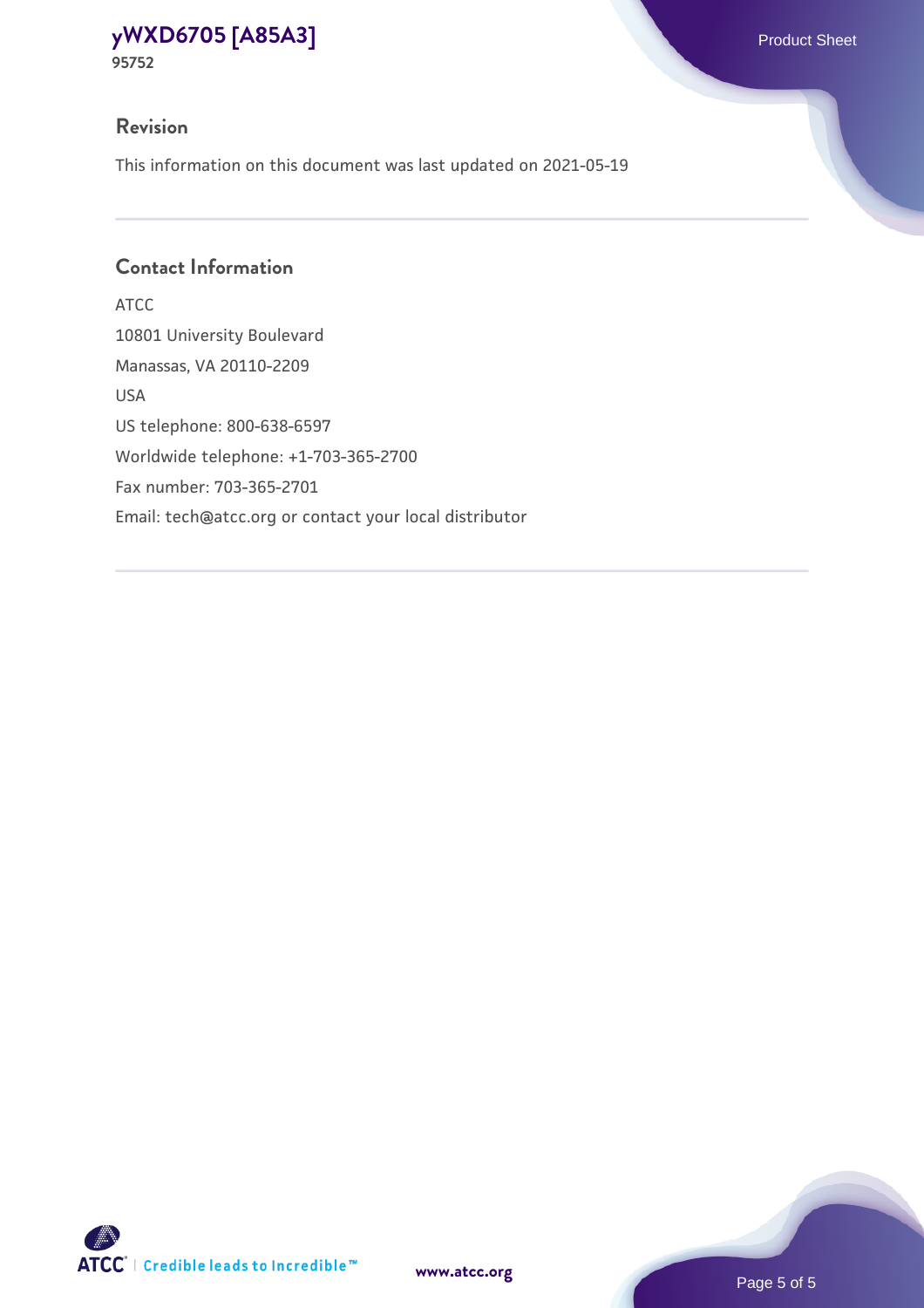## Revision

This information on this document was last updated on 2021-05-19

## Contact Information

ATCC
10801 University Boulevard
Manassas, VA 20110-2209
USA
US telephone: 800-638-6597
Worldwide telephone: +1-703-365-2700
Fax number: 703-365-2701
Email: tech@atcc.org or contact your local distributor